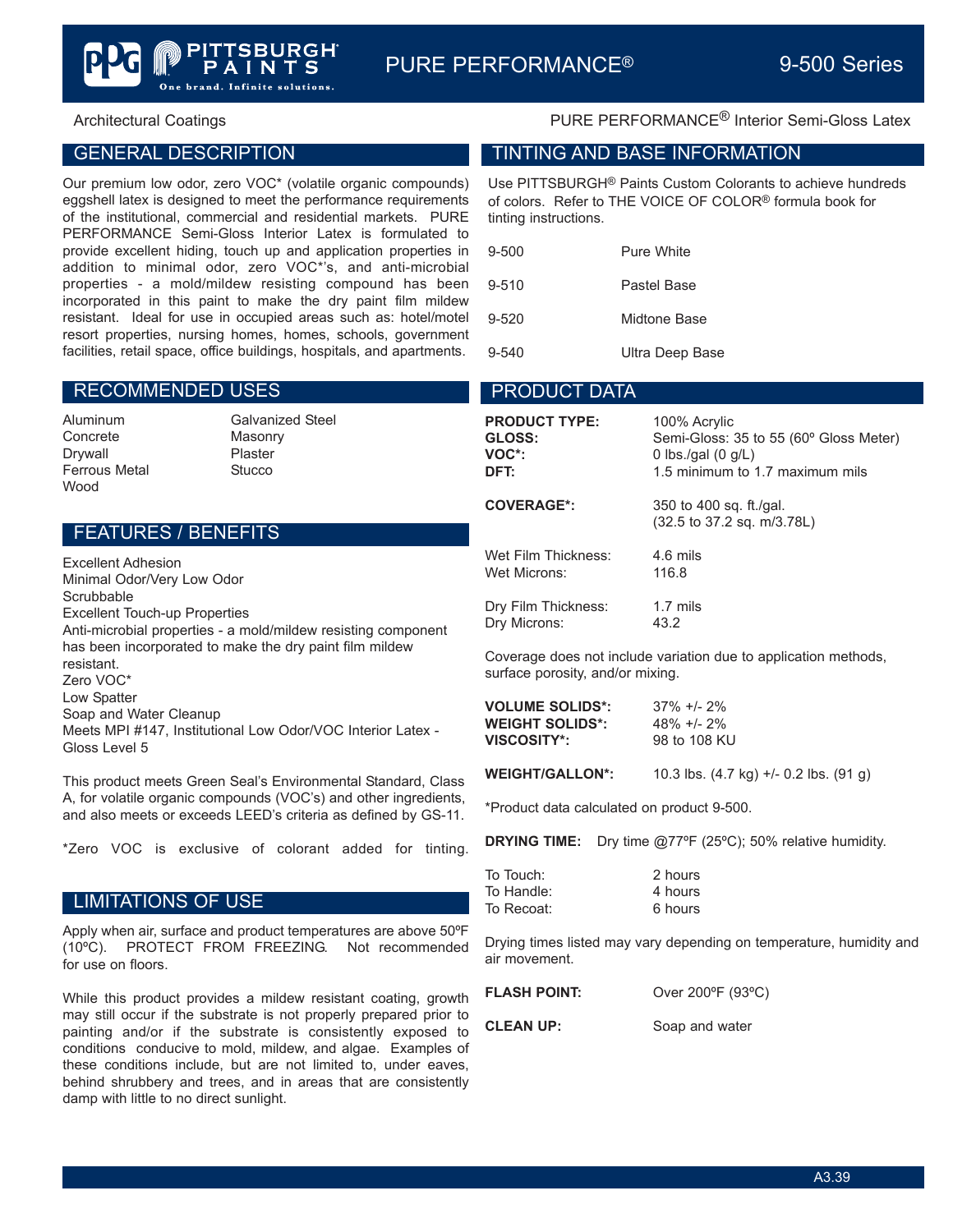# PURE PERFORMANCE® 9-500 Series

Architectural Coatings

PURE PERFORMANCE® Interior Semi-Gloss Latex

## GENERAL DESCRIPTION

Our premium low odor, zero VOC* (volatile organic compounds) eggshell latex is designed to meet the performance requirements of the institutional, commercial and residential markets. PURE PERFORMANCE Semi-Gloss Interior Latex is formulated to provide excellent hiding, touch up and application properties in addition to minimal odor, zero VOC*'s, and anti-microbial properties - a mold/mildew resisting compound has been incorporated in this paint to make the dry paint film mildew resistant. Ideal for use in occupied areas such as: hotel/motel resort properties, nursing homes, homes, schools, government facilities, retail space, office buildings, hospitals, and apartments.

## RECOMMENDED USES

- Aluminum
- Concrete
- Drywall
- Ferrous Metal
- Wood
- Galvanized Steel
- Masonry
- Plaster
- Stucco

## FEATURES / BENEFITS

- Excellent Adhesion
- Minimal Odor/Very Low Odor
- Scrubbable
- Excellent Touch-up Properties
- Anti-microbial properties - a mold/mildew resisting component has been incorporated to make the dry paint film mildew resistant.
- Zero VOC*
- Low Spatter
- Soap and Water Cleanup
- Meets MPI #147, Institutional Low Odor/VOC Interior Latex - Gloss Level 5

This product meets Green Seal's Environmental Standard, Class A, for volatile organic compounds (VOC's) and other ingredients, and also meets or exceeds LEED's criteria as defined by GS-11.

*Zero VOC is exclusive of colorant added for tinting.

## LIMITATIONS OF USE

Apply when air, surface and product temperatures are above 50ºF (10ºC). PROTECT FROM FREEZING. Not recommended for use on floors.

While this product provides a mildew resistant coating, growth may still occur if the substrate is not properly prepared prior to painting and/or if the substrate is consistently exposed to conditions conducive to mold, mildew, and algae. Examples of these conditions include, but are not limited to, under eaves, behind shrubbery and trees, and in areas that are consistently damp with little to no direct sunlight.

## TINTING AND BASE INFORMATION

Use PITTSBURGH® Paints Custom Colorants to achieve hundreds of colors. Refer to THE VOICE OF COLOR® formula book for tinting instructions.

| | |
|---|---|
| 9-500 | Pure White |
| 9-510 | Pastel Base |
| 9-520 | Midtone Base |
| 9-540 | Ultra Deep Base |

## PRODUCT DATA

| | |
|---|---|
| **PRODUCT TYPE:** | 100% Acrylic |
| **GLOSS:** | Semi-Gloss: 35 to 55 (60º Gloss Meter) |
| **VOC*:** | 0 lbs./gal (0 g/L) |
| **DFT:** | 1.5 minimum to 1.7 maximum mils |
| **COVERAGE*:** | 350 to 400 sq. ft./gal. (32.5 to 37.2 sq. m/3.78L) |
| Wet Film Thickness: | 4.6 mils |
| Wet Microns: | 116.8 |
| Dry Film Thickness: | 1.7 mils |
| Dry Microns: | 43.2 |

Coverage does not include variation due to application methods, surface porosity, and/or mixing.

| | |
|---|---|
| **VOLUME SOLIDS*:** | 37% +/- 2% |
| **WEIGHT SOLIDS*:** | 48% +/- 2% |
| **VISCOSITY*:** | 98 to 108 KU |
| **WEIGHT/GALLON*:** | 10.3 lbs. (4.7 kg) +/- 0.2 lbs. (91 g) |

*Product data calculated on product 9-500.

**DRYING TIME:** Dry time @77ºF (25ºC); 50% relative humidity.

| | |
|---|---|
| To Touch: | 2 hours |
| To Handle: | 4 hours |
| To Recoat: | 6 hours |

Drying times listed may vary depending on temperature, humidity and air movement.

| | |
|---|---|
| **FLASH POINT:** | Over 200ºF (93ºC) |
| **CLEAN UP:** | Soap and water |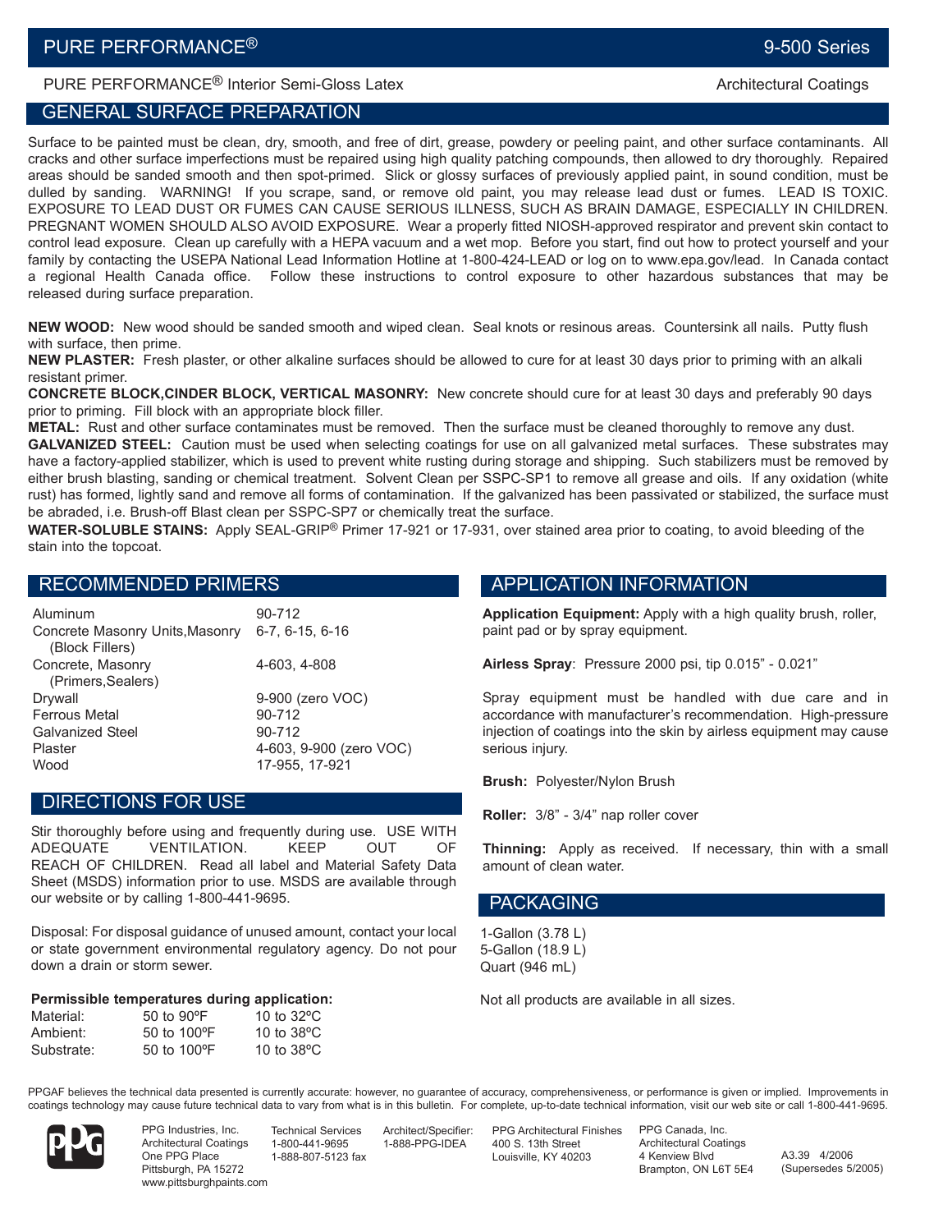# PURE PERFORMANCE® 9-500 Series

PURE PERFORMANCE® Interior Semi-Gloss Latex — Architectural Coatings

## GENERAL SURFACE PREPARATION

Surface to be painted must be clean, dry, smooth, and free of dirt, grease, powdery or peeling paint, and other surface contaminants. All cracks and other surface imperfections must be repaired using high quality patching compounds, then allowed to dry thoroughly. Repaired areas should be sanded smooth and then spot-primed. Slick or glossy surfaces of previously applied paint, in sound condition, must be dulled by sanding. WARNING! If you scrape, sand, or remove old paint, you may release lead dust or fumes. LEAD IS TOXIC. EXPOSURE TO LEAD DUST OR FUMES CAN CAUSE SERIOUS ILLNESS, SUCH AS BRAIN DAMAGE, ESPECIALLY IN CHILDREN. PREGNANT WOMEN SHOULD ALSO AVOID EXPOSURE. Wear a properly fitted NIOSH-approved respirator and prevent skin contact to control lead exposure. Clean up carefully with a HEPA vacuum and a wet mop. Before you start, find out how to protect yourself and your family by contacting the USEPA National Lead Information Hotline at 1-800-424-LEAD or log on to www.epa.gov/lead. In Canada contact a regional Health Canada office. Follow these instructions to control exposure to other hazardous substances that may be released during surface preparation.

**NEW WOOD:** New wood should be sanded smooth and wiped clean. Seal knots or resinous areas. Countersink all nails. Putty flush with surface, then prime.

**NEW PLASTER:** Fresh plaster, or other alkaline surfaces should be allowed to cure for at least 30 days prior to priming with an alkali resistant primer.

**CONCRETE BLOCK,CINDER BLOCK, VERTICAL MASONRY:** New concrete should cure for at least 30 days and preferably 90 days prior to priming. Fill block with an appropriate block filler.

**METAL:** Rust and other surface contaminates must be removed. Then the surface must be cleaned thoroughly to remove any dust.

**GALVANIZED STEEL:** Caution must be used when selecting coatings for use on all galvanized metal surfaces. These substrates may have a factory-applied stabilizer, which is used to prevent white rusting during storage and shipping. Such stabilizers must be removed by either brush blasting, sanding or chemical treatment. Solvent Clean per SSPC-SP1 to remove all grease and oils. If any oxidation (white rust) has formed, lightly sand and remove all forms of contamination. If the galvanized has been passivated or stabilized, the surface must be abraded, i.e. Brush-off Blast clean per SSPC-SP7 or chemically treat the surface.

**WATER-SOLUBLE STAINS:** Apply SEAL-GRIP® Primer 17-921 or 17-931, over stained area prior to coating, to avoid bleeding of the stain into the topcoat.

## RECOMMENDED PRIMERS

| | |
|---|---|
| Aluminum | 90-712 |
| Concrete Masonry Units,Masonry (Block Fillers) | 6-7, 6-15, 6-16 |
| Concrete, Masonry (Primers,Sealers) | 4-603, 4-808 |
| Drywall | 9-900 (zero VOC) |
| Ferrous Metal | 90-712 |
| Galvanized Steel | 90-712 |
| Plaster | 4-603, 9-900 (zero VOC) |
| Wood | 17-955, 17-921 |

## DIRECTIONS FOR USE

Stir thoroughly before using and frequently during use. USE WITH ADEQUATE VENTILATION. KEEP OUT OF REACH OF CHILDREN. Read all label and Material Safety Data Sheet (MSDS) information prior to use. MSDS are available through our website or by calling 1-800-441-9695.

Disposal: For disposal guidance of unused amount, contact your local or state government environmental regulatory agency. Do not pour down a drain or storm sewer.

**Permissible temperatures during application:**

| | | |
|---|---|---|
| Material: | 50 to 90ºF | 10 to 32ºC |
| Ambient: | 50 to 100ºF | 10 to 38ºC |
| Substrate: | 50 to 100ºF | 10 to 38ºC |

## APPLICATION INFORMATION

**Application Equipment:** Apply with a high quality brush, roller, paint pad or by spray equipment.

**Airless Spray**: Pressure 2000 psi, tip 0.015" - 0.021"

Spray equipment must be handled with due care and in accordance with manufacturer's recommendation. High-pressure injection of coatings into the skin by airless equipment may cause serious injury.

**Brush:** Polyester/Nylon Brush

**Roller:** 3/8" - 3/4" nap roller cover

**Thinning:** Apply as received. If necessary, thin with a small amount of clean water.

## PACKAGING

1-Gallon (3.78 L)
5-Gallon (18.9 L)
Quart (946 mL)

Not all products are available in all sizes.

PPGAF believes the technical data presented is currently accurate: however, no guarantee of accuracy, comprehensiveness, or performance is given or implied. Improvements in coatings technology may cause future technical data to vary from what is in this bulletin. For complete, up-to-date technical information, visit our web site or call 1-800-441-9695.

PPG Industries, Inc.
Architectural Coatings
One PPG Place
Pittsburgh, PA 15272
www.pittsburghpaints.com

Technical Services
1-800-441-9695
1-888-807-5123 fax

Architect/Specifier:
1-888-PPG-IDEA

PPG Architectural Finishes
400 S. 13th Street
Louisville, KY 40203

PPG Canada, Inc.
Architectural Coatings
4 Kenview Blvd
Brampton, ON L6T 5E4

A3.39 4/2006
(Supersedes 5/2005)